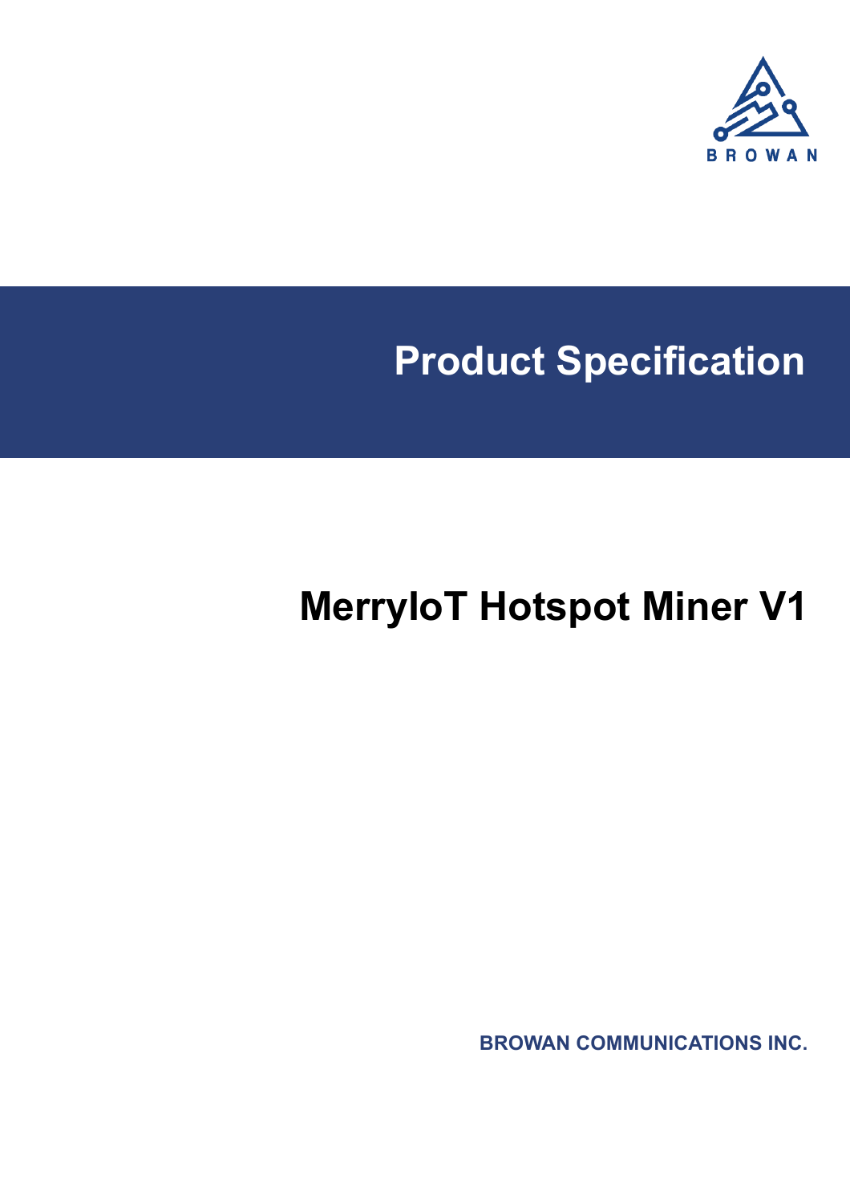BROWAN

# Product Specification

# MerryIoT Hotspot Miner V1

**BROWAN COMMUNICATIONS INC.**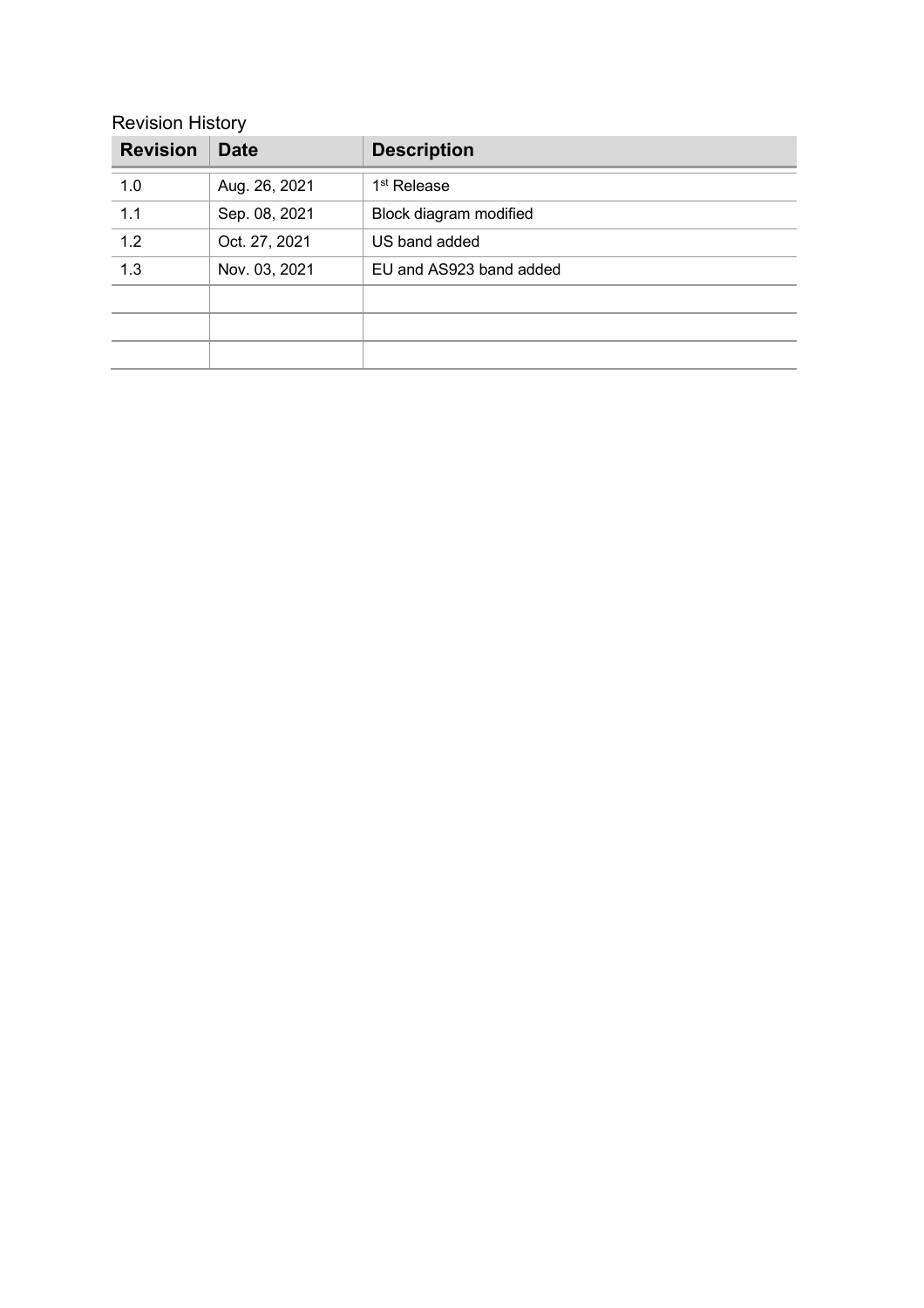Revision History

| Revision | Date | Description |
| --- | --- | --- |
| 1.0 | Aug. 26, 2021 | 1st Release |
| 1.1 | Sep. 08, 2021 | Block diagram modified |
| 1.2 | Oct. 27, 2021 | US band added |
| 1.3 | Nov. 03, 2021 | EU and AS923 band added |
| | | |
| | | |
| | | |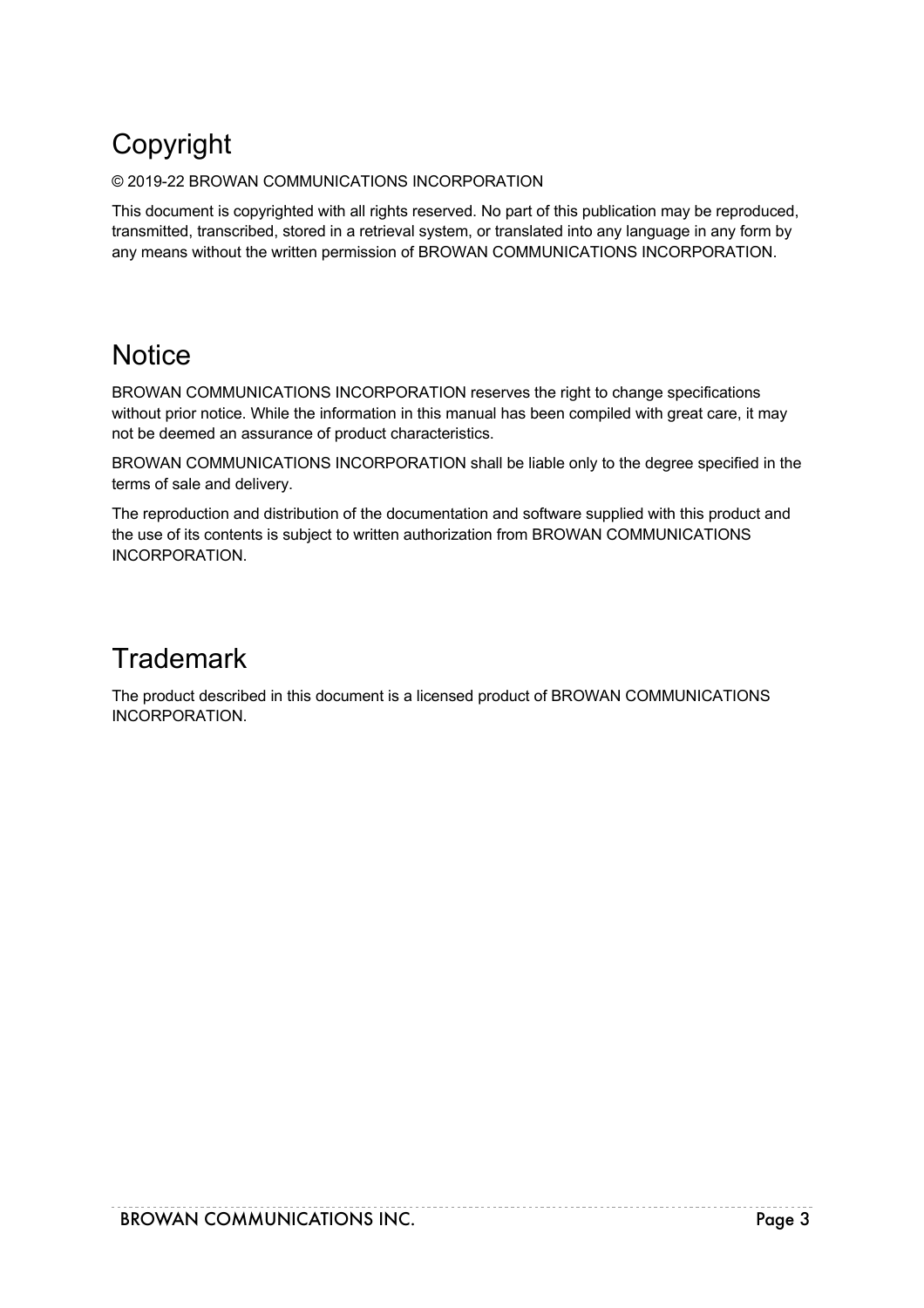# Copyright

© 2019-22 BROWAN COMMUNICATIONS INCORPORATION

This document is copyrighted with all rights reserved. No part of this publication may be reproduced, transmitted, transcribed, stored in a retrieval system, or translated into any language in any form by any means without the written permission of BROWAN COMMUNICATIONS INCORPORATION.

# Notice

BROWAN COMMUNICATIONS INCORPORATION reserves the right to change specifications without prior notice. While the information in this manual has been compiled with great care, it may not be deemed an assurance of product characteristics.

BROWAN COMMUNICATIONS INCORPORATION shall be liable only to the degree specified in the terms of sale and delivery.

The reproduction and distribution of the documentation and software supplied with this product and the use of its contents is subject to written authorization from BROWAN COMMUNICATIONS INCORPORATION.

# Trademark

The product described in this document is a licensed product of BROWAN COMMUNICATIONS INCORPORATION.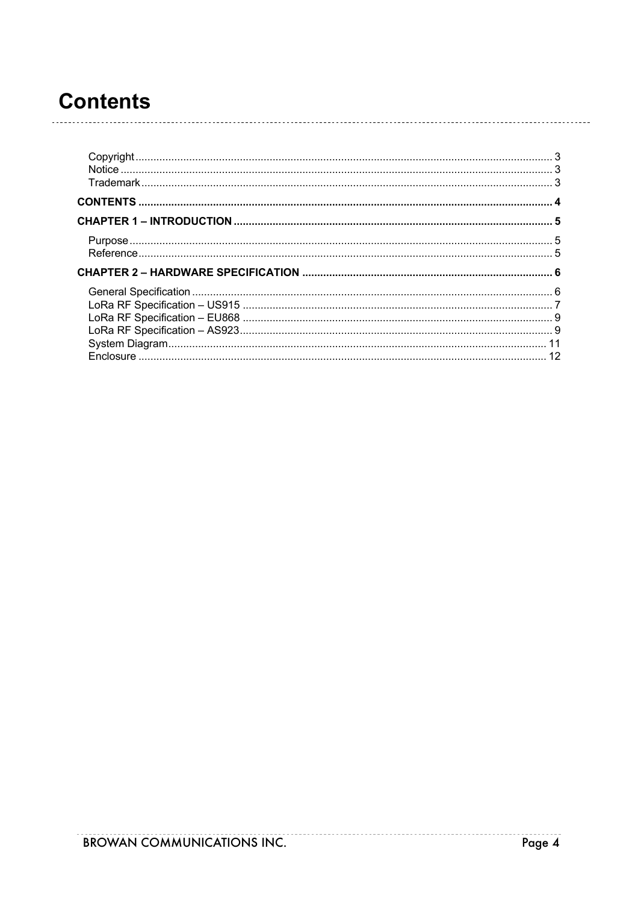# Contents

- Copyright ... 3
- Notice ... 3
- Trademark ... 3

**CONTENTS ... 4**

**CHAPTER 1 – INTRODUCTION ... 5**

- Purpose ... 5
- Reference ... 5

**CHAPTER 2 – HARDWARE SPECIFICATION ... 6**

- General Specification ... 6
- LoRa RF Specification – US915 ... 7
- LoRa RF Specification – EU868 ... 9
- LoRa RF Specification – AS923 ... 9
- System Diagram ... 11
- Enclosure ... 12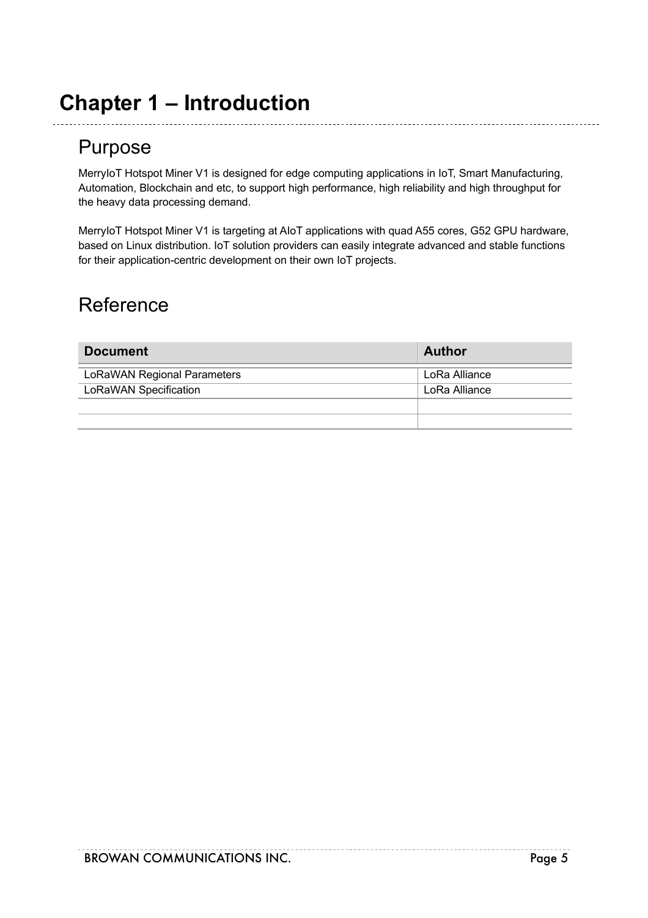# Chapter 1 – Introduction

## Purpose

MerryIoT Hotspot Miner V1 is designed for edge computing applications in IoT, Smart Manufacturing, Automation, Blockchain and etc, to support high performance, high reliability and high throughput for the heavy data processing demand.

MerryIoT Hotspot Miner V1 is targeting at AIoT applications with quad A55 cores, G52 GPU hardware, based on Linux distribution. IoT solution providers can easily integrate advanced and stable functions for their application-centric development on their own IoT projects.

## Reference

| Document | Author |
| --- | --- |
| LoRaWAN Regional Parameters | LoRa Alliance |
| LoRaWAN Specification | LoRa Alliance |
| | |
| | |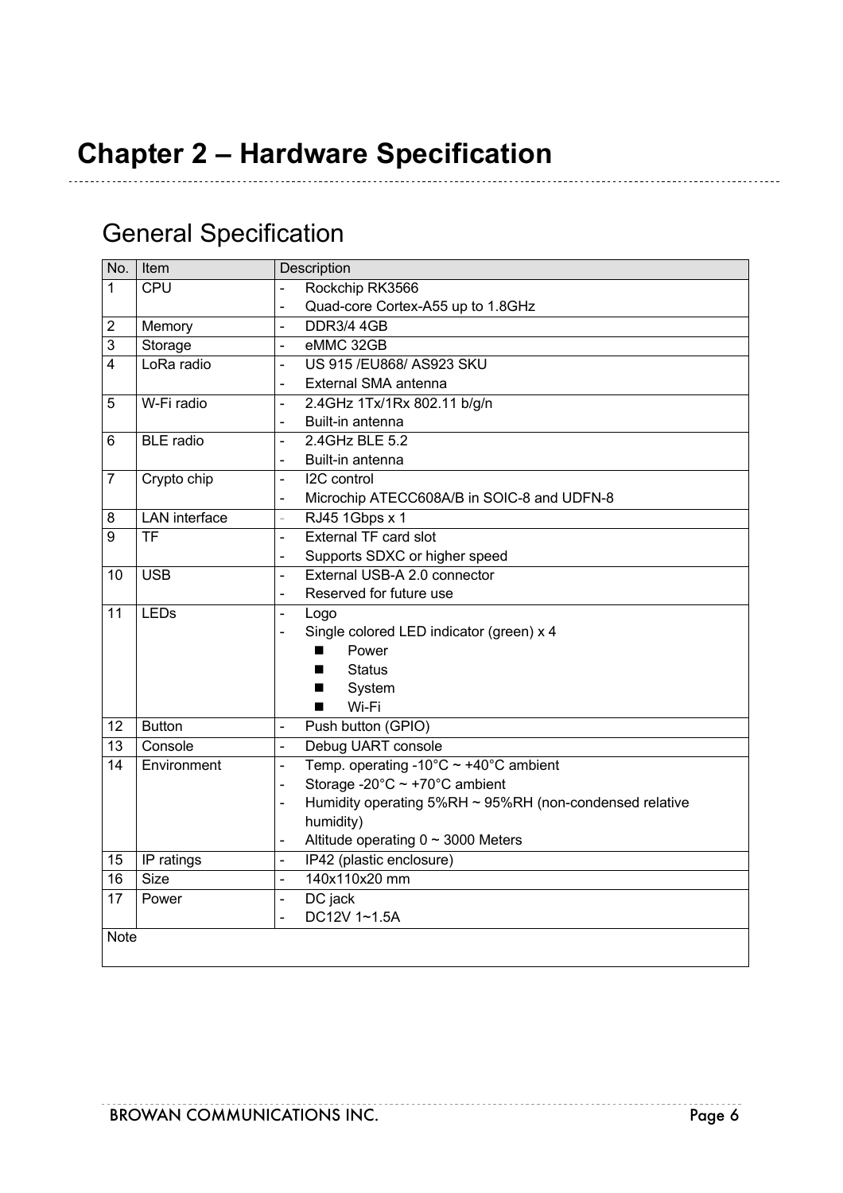# Chapter 2 – Hardware Specification

## General Specification

| No. | Item | Description |
|---|---|---|
| 1 | CPU | - Rockchip RK3566<br>- Quad-core Cortex-A55 up to 1.8GHz |
| 2 | Memory | - DDR3/4 4GB |
| 3 | Storage | - eMMC 32GB |
| 4 | LoRa radio | - US 915 /EU868/ AS923 SKU<br>- External SMA antenna |
| 5 | W-Fi radio | - 2.4GHz 1Tx/1Rx 802.11 b/g/n<br>- Built-in antenna |
| 6 | BLE radio | - 2.4GHz BLE 5.2<br>- Built-in antenna |
| 7 | Crypto chip | - I2C control<br>- Microchip ATECC608A/B in SOIC-8 and UDFN-8 |
| 8 | LAN interface | - RJ45 1Gbps x 1 |
| 9 | TF | - External TF card slot<br>- Supports SDXC or higher speed |
| 10 | USB | - External USB-A 2.0 connector<br>- Reserved for future use |
| 11 | LEDs | - Logo<br>- Single colored LED indicator (green) x 4<br>■ Power<br>■ Status<br>■ System<br>■ Wi-Fi |
| 12 | Button | - Push button (GPIO) |
| 13 | Console | - Debug UART console |
| 14 | Environment | - Temp. operating -10°C ~ +40°C ambient<br>- Storage -20°C ~ +70°C ambient<br>- Humidity operating 5%RH ~ 95%RH (non-condensed relative humidity)<br>- Altitude operating 0 ~ 3000 Meters |
| 15 | IP ratings | - IP42 (plastic enclosure) |
| 16 | Size | - 140x110x20 mm |
| 17 | Power | - DC jack<br>- DC12V 1~1.5A |
| Note | | |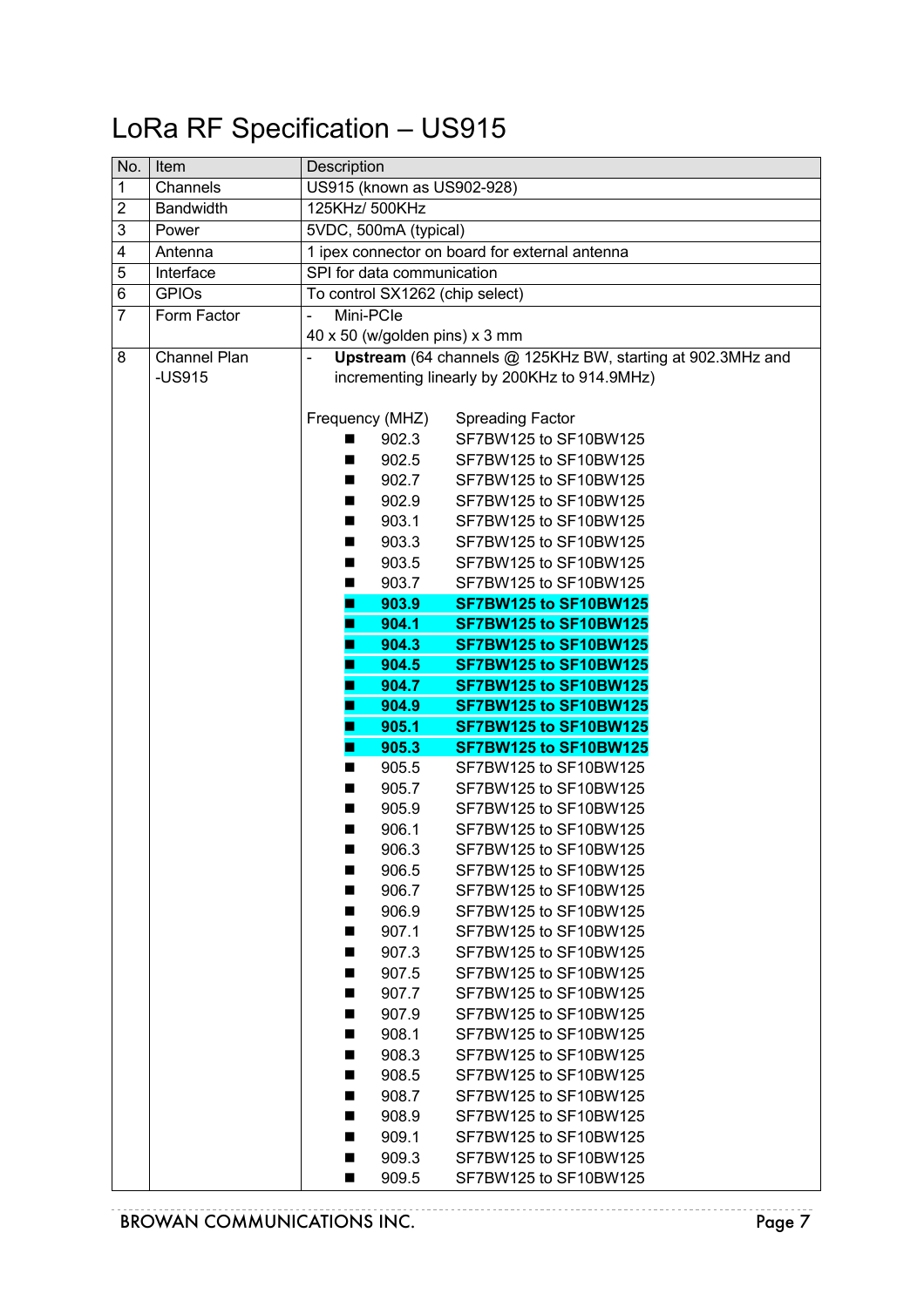# LoRa RF Specification – US915

| No. | Item | Description |
|---|---|---|
| 1 | Channels | US915 (known as US902-928) |
| 2 | Bandwidth | 125KHz/ 500KHz |
| 3 | Power | 5VDC, 500mA (typical) |
| 4 | Antenna | 1 ipex connector on board for external antenna |
| 5 | Interface | SPI for data communication |
| 6 | GPIOs | To control SX1262 (chip select) |
| 7 | Form Factor | - Mini-PCIe<br>40 x 50 (w/golden pins) x 3 mm |
| 8 | Channel Plan -US915 | - **Upstream** (64 channels @ 125KHz BW, starting at 902.3MHz and incrementing linearly by 200KHz to 914.9MHz)<br><br>Frequency (MHZ) Spreading Factor<br>■ 902.3 SF7BW125 to SF10BW125<br>■ 902.5 SF7BW125 to SF10BW125<br>■ 902.7 SF7BW125 to SF10BW125<br>■ 902.9 SF7BW125 to SF10BW125<br>■ 903.1 SF7BW125 to SF10BW125<br>■ 903.3 SF7BW125 to SF10BW125<br>■ 903.5 SF7BW125 to SF10BW125<br>■ 903.7 SF7BW125 to SF10BW125<br>■ **903.9 SF7BW125 to SF10BW125**<br>■ **904.1 SF7BW125 to SF10BW125**<br>■ **904.3 SF7BW125 to SF10BW125**<br>■ **904.5 SF7BW125 to SF10BW125**<br>■ **904.7 SF7BW125 to SF10BW125**<br>■ **904.9 SF7BW125 to SF10BW125**<br>■ **905.1 SF7BW125 to SF10BW125**<br>■ **905.3 SF7BW125 to SF10BW125**<br>■ 905.5 SF7BW125 to SF10BW125<br>■ 905.7 SF7BW125 to SF10BW125<br>■ 905.9 SF7BW125 to SF10BW125<br>■ 906.1 SF7BW125 to SF10BW125<br>■ 906.3 SF7BW125 to SF10BW125<br>■ 906.5 SF7BW125 to SF10BW125<br>■ 906.7 SF7BW125 to SF10BW125<br>■ 906.9 SF7BW125 to SF10BW125<br>■ 907.1 SF7BW125 to SF10BW125<br>■ 907.3 SF7BW125 to SF10BW125<br>■ 907.5 SF7BW125 to SF10BW125<br>■ 907.7 SF7BW125 to SF10BW125<br>■ 907.9 SF7BW125 to SF10BW125<br>■ 908.1 SF7BW125 to SF10BW125<br>■ 908.3 SF7BW125 to SF10BW125<br>■ 908.5 SF7BW125 to SF10BW125<br>■ 908.7 SF7BW125 to SF10BW125<br>■ 908.9 SF7BW125 to SF10BW125<br>■ 909.1 SF7BW125 to SF10BW125<br>■ 909.3 SF7BW125 to SF10BW125<br>■ 909.5 SF7BW125 to SF10BW125 |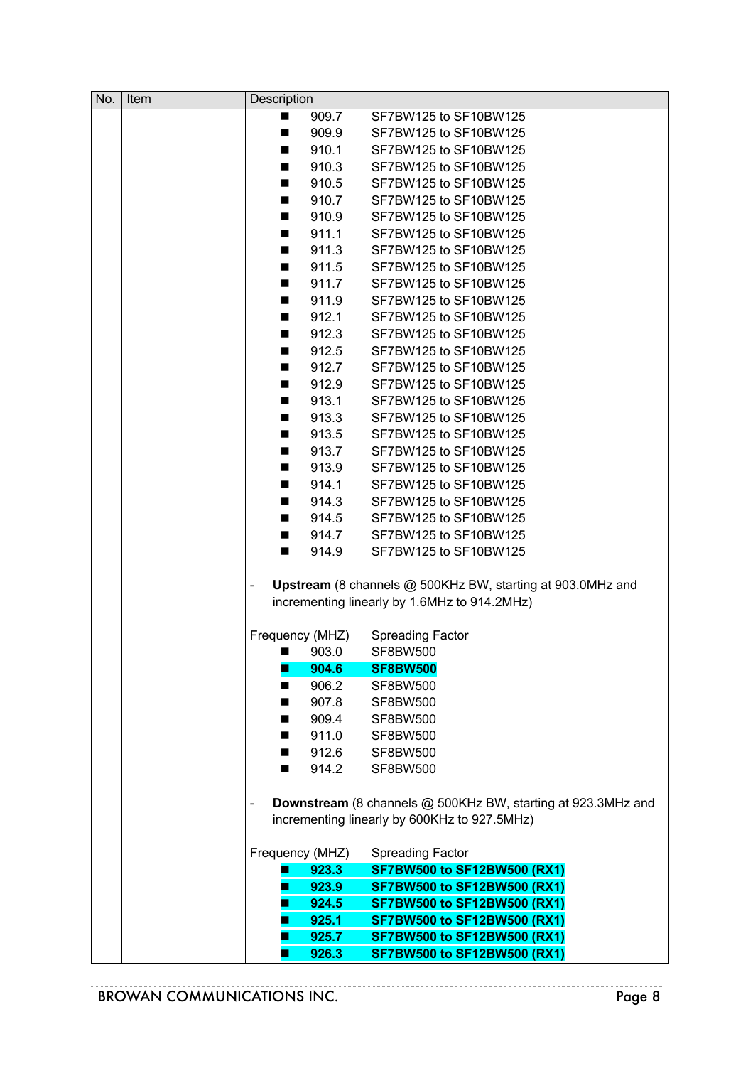| No. | Item | Description |
|---|---|---|
| | | ■ 909.7 SF7BW125 to SF10BW125<br>■ 909.9 SF7BW125 to SF10BW125<br>■ 910.1 SF7BW125 to SF10BW125<br>■ 910.3 SF7BW125 to SF10BW125<br>■ 910.5 SF7BW125 to SF10BW125<br>■ 910.7 SF7BW125 to SF10BW125<br>■ 910.9 SF7BW125 to SF10BW125<br>■ 911.1 SF7BW125 to SF10BW125<br>■ 911.3 SF7BW125 to SF10BW125<br>■ 911.5 SF7BW125 to SF10BW125<br>■ 911.7 SF7BW125 to SF10BW125<br>■ 911.9 SF7BW125 to SF10BW125<br>■ 912.1 SF7BW125 to SF10BW125<br>■ 912.3 SF7BW125 to SF10BW125<br>■ 912.5 SF7BW125 to SF10BW125<br>■ 912.7 SF7BW125 to SF10BW125<br>■ 912.9 SF7BW125 to SF10BW125<br>■ 913.1 SF7BW125 to SF10BW125<br>■ 913.3 SF7BW125 to SF10BW125<br>■ 913.5 SF7BW125 to SF10BW125<br>■ 913.7 SF7BW125 to SF10BW125<br>■ 913.9 SF7BW125 to SF10BW125<br>■ 914.1 SF7BW125 to SF10BW125<br>■ 914.3 SF7BW125 to SF10BW125<br>■ 914.5 SF7BW125 to SF10BW125<br>■ 914.7 SF7BW125 to SF10BW125<br>■ 914.9 SF7BW125 to SF10BW125<br><br>- **Upstream** (8 channels @ 500KHz BW, starting at 903.0MHz and incrementing linearly by 1.6MHz to 914.2MHz)<br><br>Frequency (MHZ) Spreading Factor<br>■ 903.0 SF8BW500<br>■ **904.6 SF8BW500**<br>■ 906.2 SF8BW500<br>■ 907.8 SF8BW500<br>■ 909.4 SF8BW500<br>■ 911.0 SF8BW500<br>■ 912.6 SF8BW500<br>■ 914.2 SF8BW500<br><br>- **Downstream** (8 channels @ 500KHz BW, starting at 923.3MHz and incrementing linearly by 600KHz to 927.5MHz)<br><br>Frequency (MHZ) Spreading Factor<br>■ **923.3 SF7BW500 to SF12BW500 (RX1)**<br>■ **923.9 SF7BW500 to SF12BW500 (RX1)**<br>■ **924.5 SF7BW500 to SF12BW500 (RX1)**<br>■ **925.1 SF7BW500 to SF12BW500 (RX1)**<br>■ **925.7 SF7BW500 to SF12BW500 (RX1)**<br>■ **926.3 SF7BW500 to SF12BW500 (RX1)** |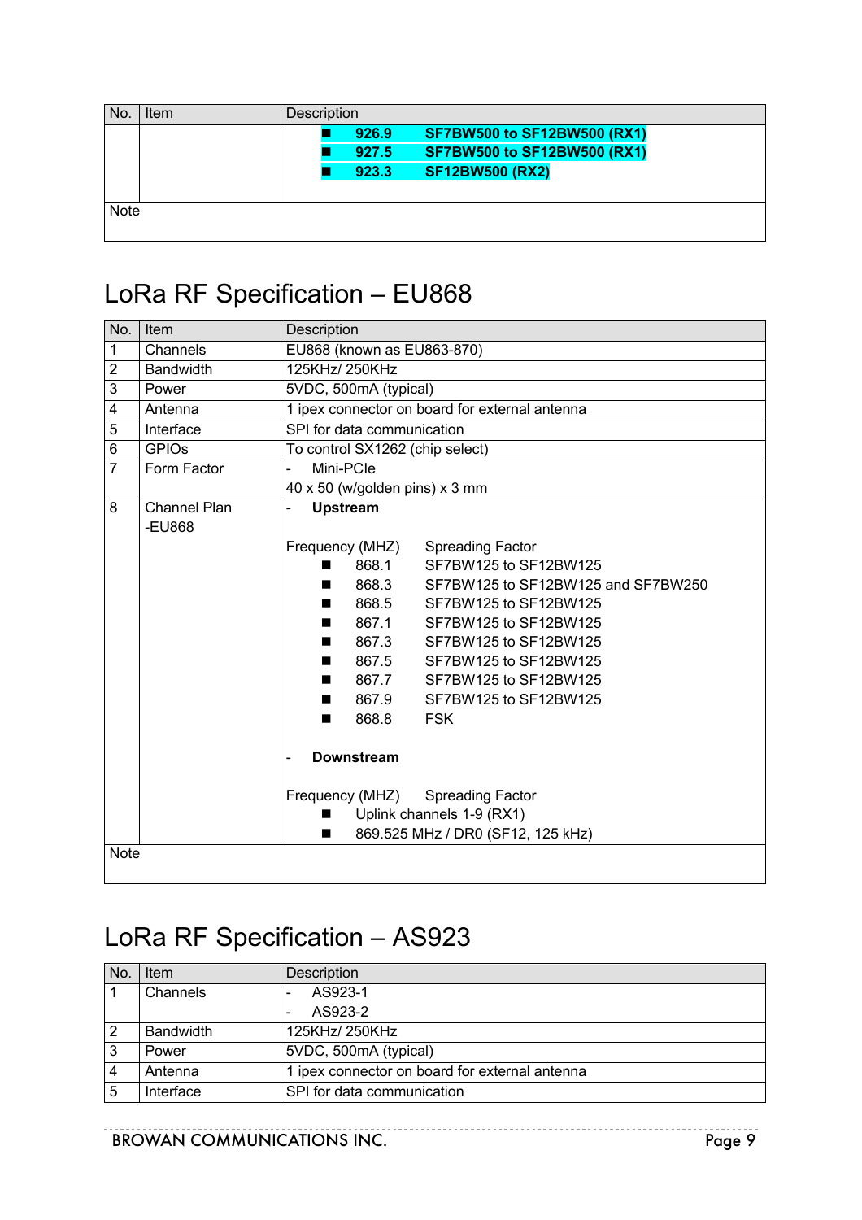| No. | Item | Description |
|---|---|---|
| | | ■ **926.9** **SF7BW500 to SF12BW500 (RX1)**<br>■ **927.5** **SF7BW500 to SF12BW500 (RX1)**<br>■ **923.3** **SF12BW500 (RX2)** |
| Note | | |

# LoRa RF Specification – EU868

| No. | Item | Description |
|---|---|---|
| 1 | Channels | EU868 (known as EU863-870) |
| 2 | Bandwidth | 125KHz/ 250KHz |
| 3 | Power | 5VDC, 500mA (typical) |
| 4 | Antenna | 1 ipex connector on board for external antenna |
| 5 | Interface | SPI for data communication |
| 6 | GPIOs | To control SX1262 (chip select) |
| 7 | Form Factor | - Mini-PCIe<br>40 x 50 (w/golden pins) x 3 mm |
| 8 | Channel Plan -EU868 | - **Upstream**<br><br>Frequency (MHZ) Spreading Factor<br>■ 868.1 SF7BW125 to SF12BW125<br>■ 868.3 SF7BW125 to SF12BW125 and SF7BW250<br>■ 868.5 SF7BW125 to SF12BW125<br>■ 867.1 SF7BW125 to SF12BW125<br>■ 867.3 SF7BW125 to SF12BW125<br>■ 867.5 SF7BW125 to SF12BW125<br>■ 867.7 SF7BW125 to SF12BW125<br>■ 867.9 SF7BW125 to SF12BW125<br>■ 868.8 FSK<br><br>- **Downstream**<br><br>Frequency (MHZ) Spreading Factor<br>■ Uplink channels 1-9 (RX1)<br>■ 869.525 MHz / DR0 (SF12, 125 kHz) |
| Note | | |

# LoRa RF Specification – AS923

| No. | Item | Description |
|---|---|---|
| 1 | Channels | - AS923-1<br>- AS923-2 |
| 2 | Bandwidth | 125KHz/ 250KHz |
| 3 | Power | 5VDC, 500mA (typical) |
| 4 | Antenna | 1 ipex connector on board for external antenna |
| 5 | Interface | SPI for data communication |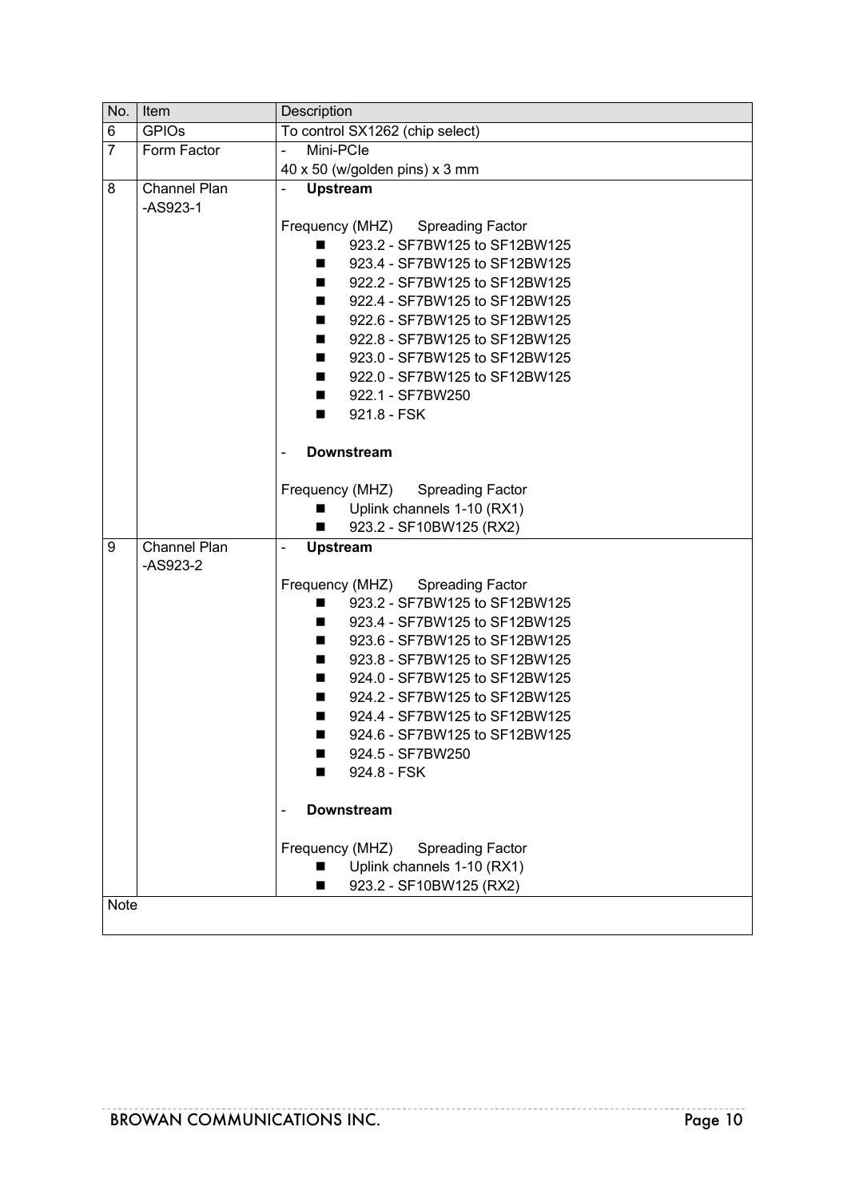| No. | Item | Description |
| --- | --- | --- |
| 6 | GPIOs | To control SX1262 (chip select) |
| 7 | Form Factor | - Mini-PCIe<br>40 x 50 (w/golden pins) x 3 mm |
| 8 | Channel Plan -AS923-1 | - **Upstream**<br><br>Frequency (MHZ) Spreading Factor<br>■ 923.2 - SF7BW125 to SF12BW125<br>■ 923.4 - SF7BW125 to SF12BW125<br>■ 922.2 - SF7BW125 to SF12BW125<br>■ 922.4 - SF7BW125 to SF12BW125<br>■ 922.6 - SF7BW125 to SF12BW125<br>■ 922.8 - SF7BW125 to SF12BW125<br>■ 923.0 - SF7BW125 to SF12BW125<br>■ 922.0 - SF7BW125 to SF12BW125<br>■ 922.1 - SF7BW250<br>■ 921.8 - FSK<br><br>- **Downstream**<br><br>Frequency (MHZ) Spreading Factor<br>■ Uplink channels 1-10 (RX1)<br>■ 923.2 - SF10BW125 (RX2) |
| 9 | Channel Plan -AS923-2 | - **Upstream**<br><br>Frequency (MHZ) Spreading Factor<br>■ 923.2 - SF7BW125 to SF12BW125<br>■ 923.4 - SF7BW125 to SF12BW125<br>■ 923.6 - SF7BW125 to SF12BW125<br>■ 923.8 - SF7BW125 to SF12BW125<br>■ 924.0 - SF7BW125 to SF12BW125<br>■ 924.2 - SF7BW125 to SF12BW125<br>■ 924.4 - SF7BW125 to SF12BW125<br>■ 924.6 - SF7BW125 to SF12BW125<br>■ 924.5 - SF7BW250<br>■ 924.8 - FSK<br><br>- **Downstream**<br><br>Frequency (MHZ) Spreading Factor<br>■ Uplink channels 1-10 (RX1)<br>■ 923.2 - SF10BW125 (RX2) |
| Note | | |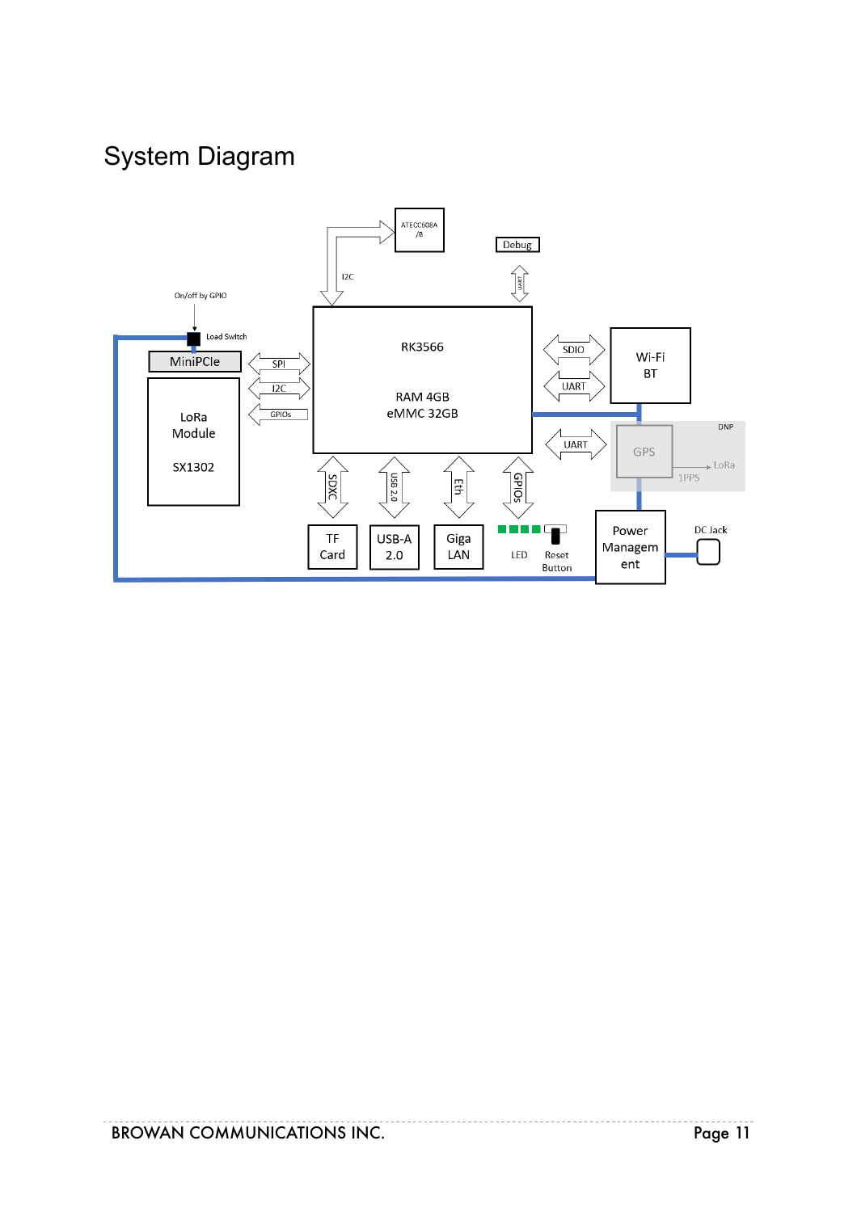# System Diagram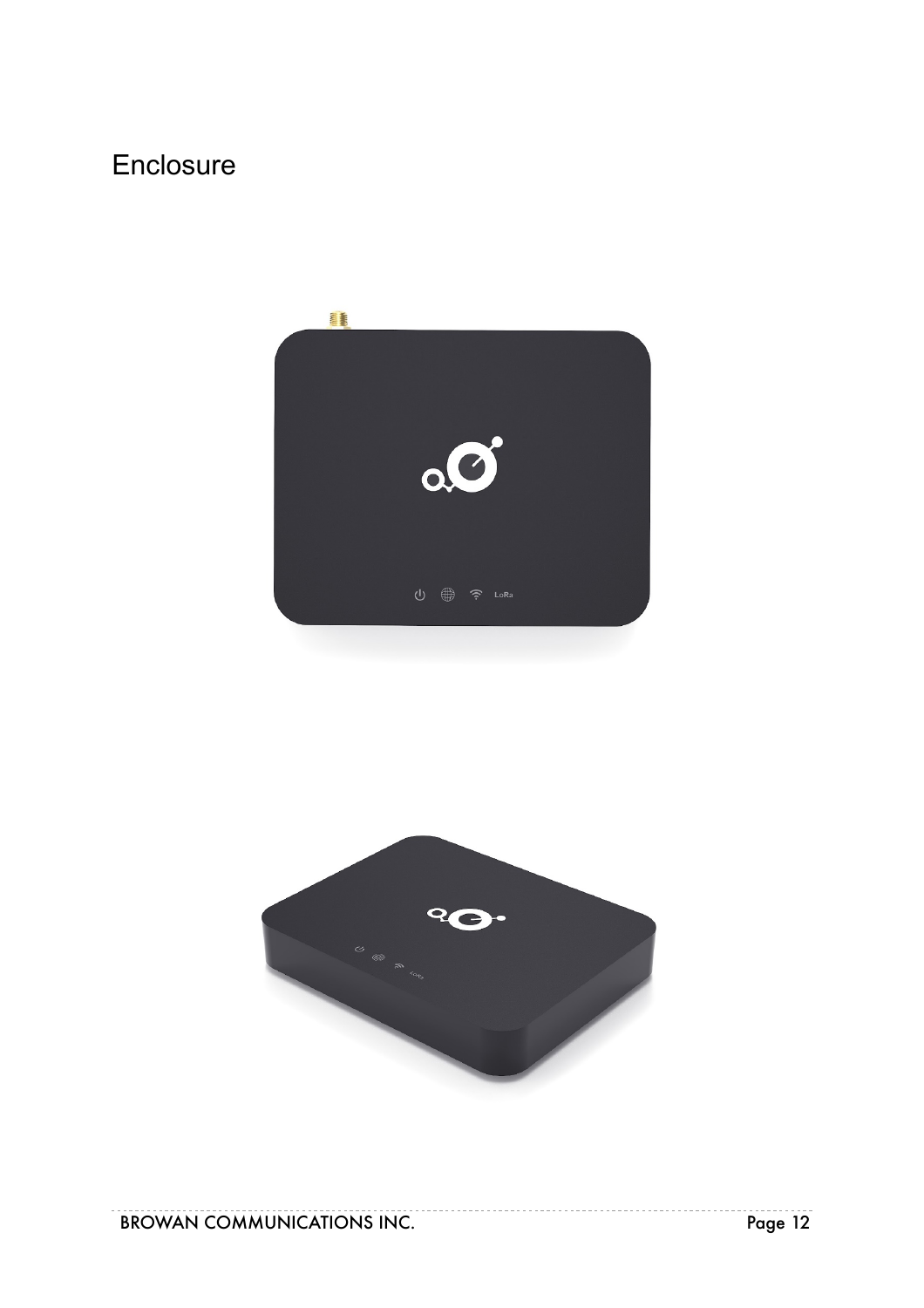# Enclosure